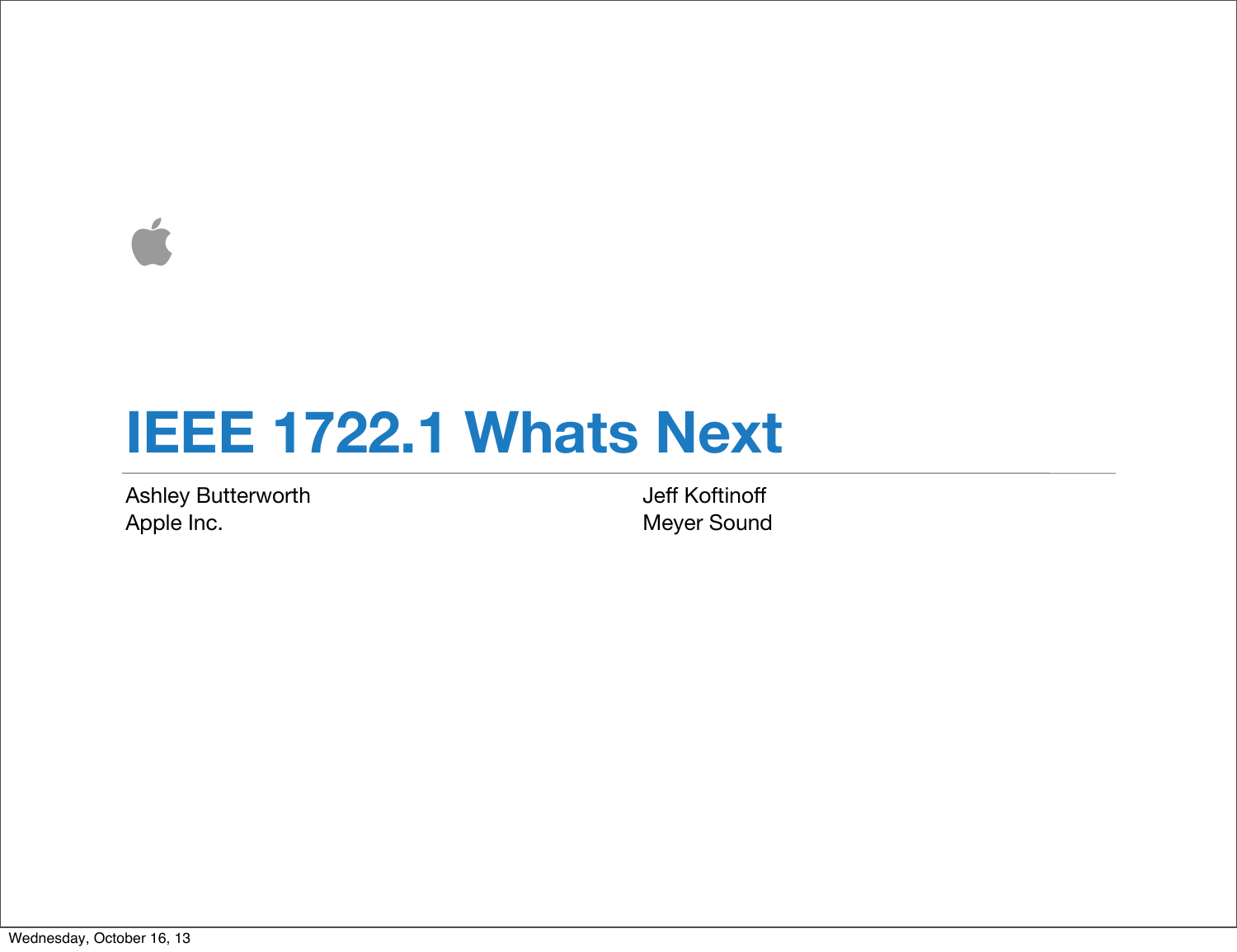# IEEE 1722.1 Whats Next

Ashley Butterworth
Apple Inc.

Jeff Koftinoff
Meyer Sound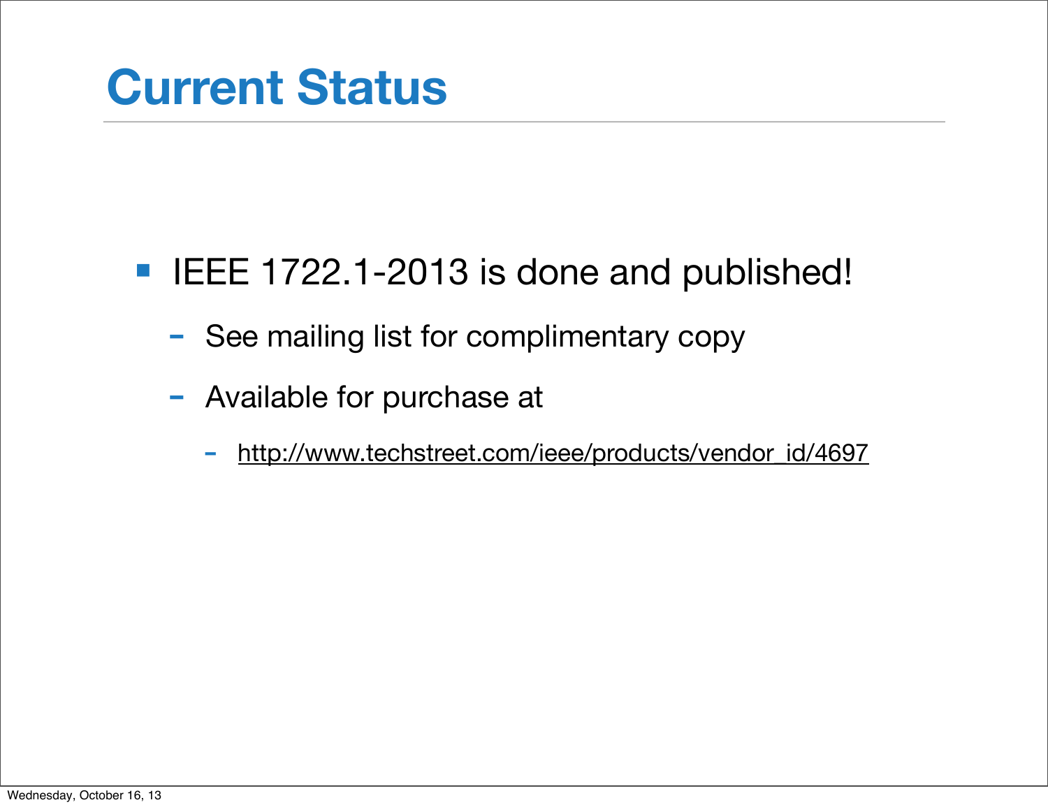# Current Status

- IEEE 1722.1-2013 is done and published!
  - See mailing list for complimentary copy
  - Available for purchase at
    - http://www.techstreet.com/ieee/products/vendor_id/4697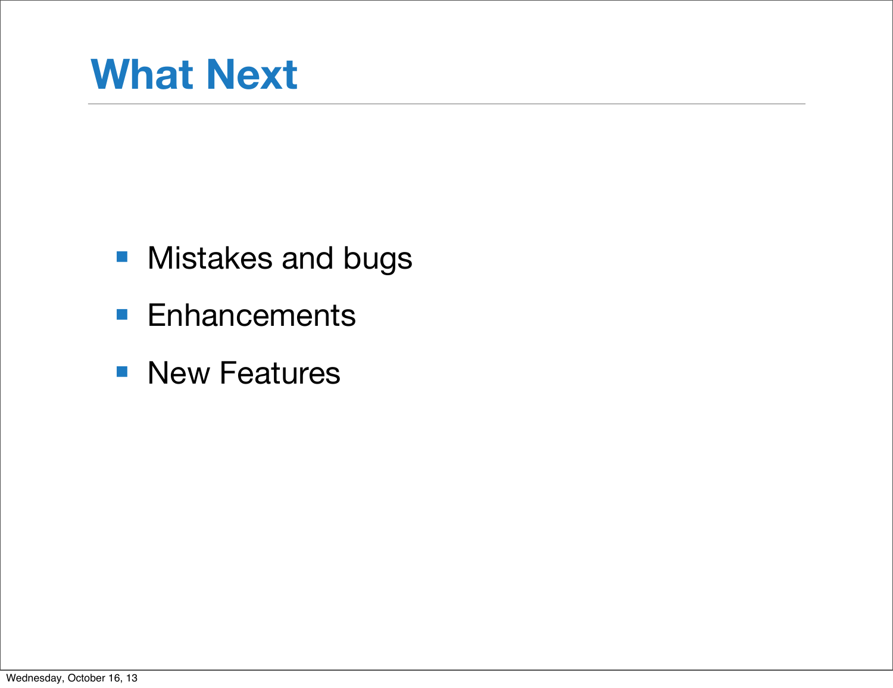# What Next

- Mistakes and bugs
- Enhancements
- New Features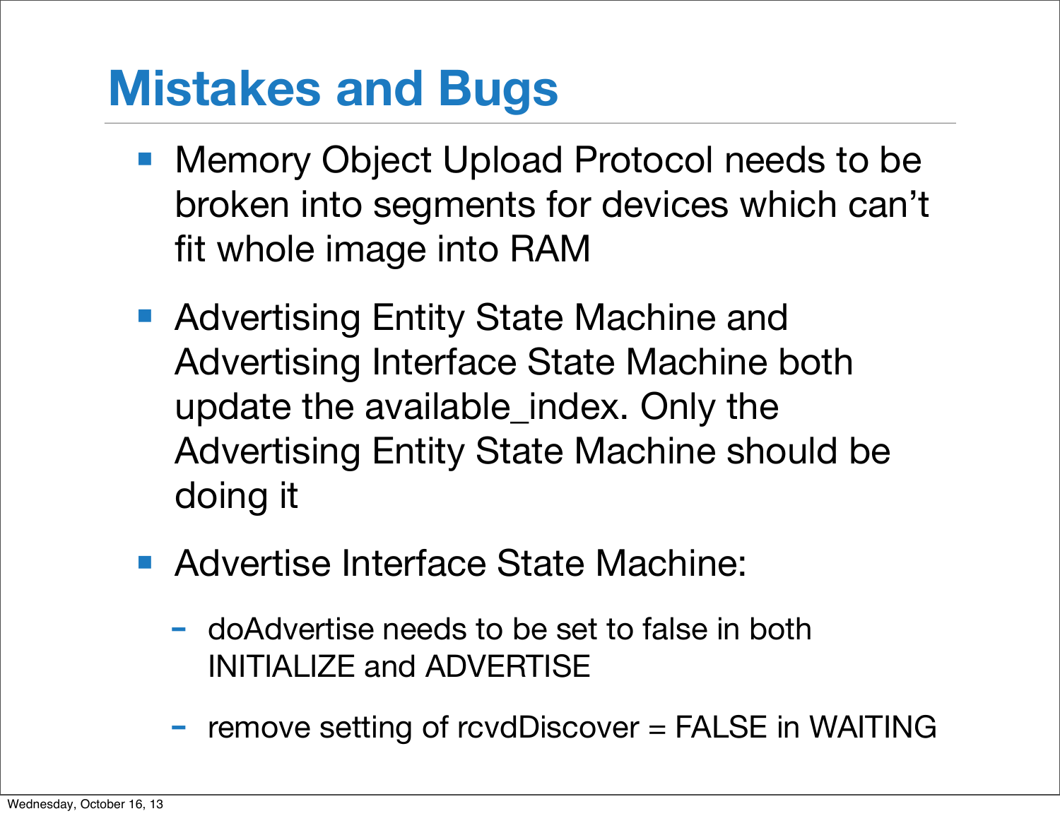# Mistakes and Bugs

- Memory Object Upload Protocol needs to be broken into segments for devices which can't fit whole image into RAM
- Advertising Entity State Machine and Advertising Interface State Machine both update the available_index. Only the Advertising Entity State Machine should be doing it
- Advertise Interface State Machine:
  - doAdvertise needs to be set to false in both INITIALIZE and ADVERTISE
  - remove setting of rcvdDiscover = FALSE in WAITING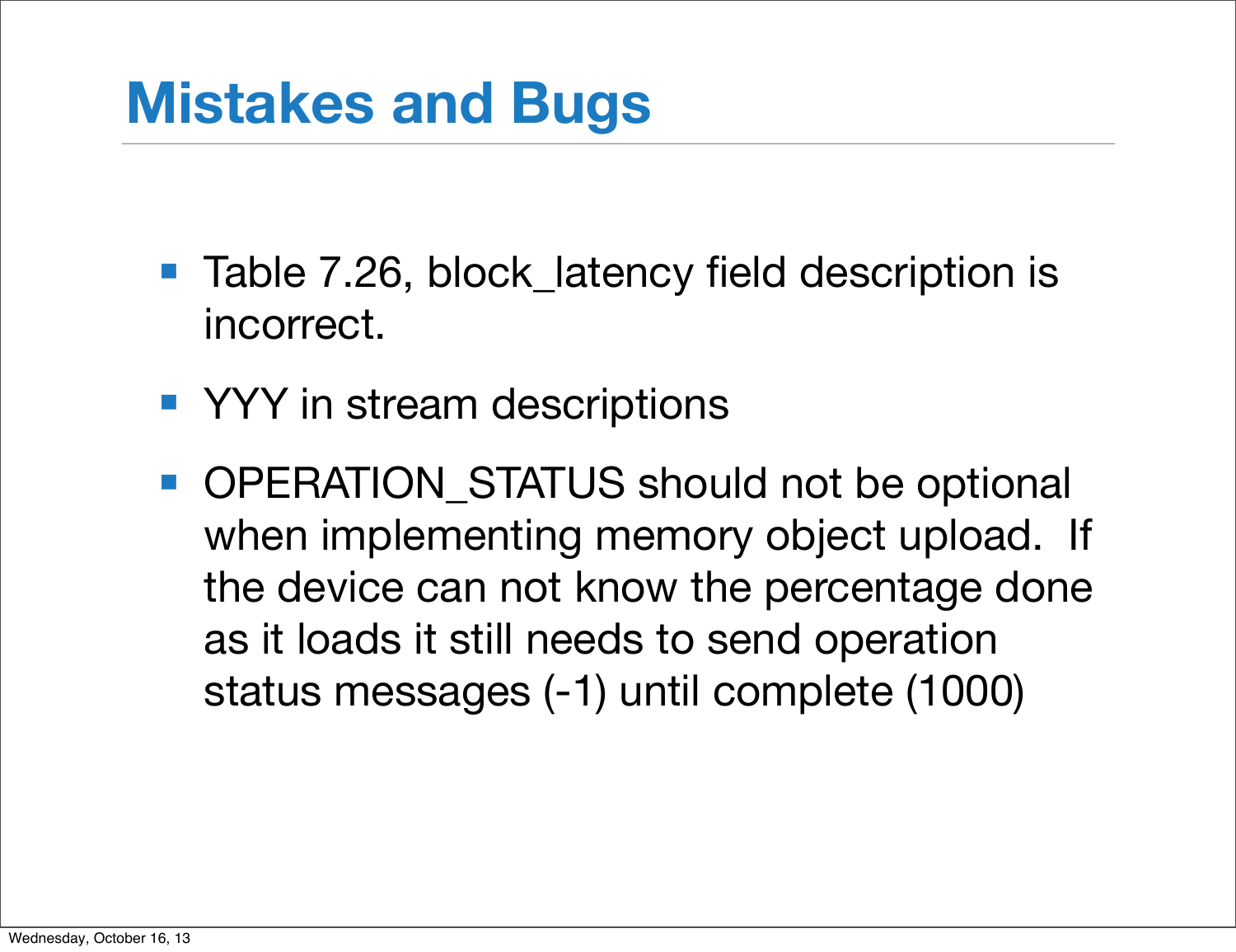# Mistakes and Bugs

- Table 7.26, block_latency field description is incorrect.
- YYY in stream descriptions
- OPERATION_STATUS should not be optional when implementing memory object upload. If the device can not know the percentage done as it loads it still needs to send operation status messages (-1) until complete (1000)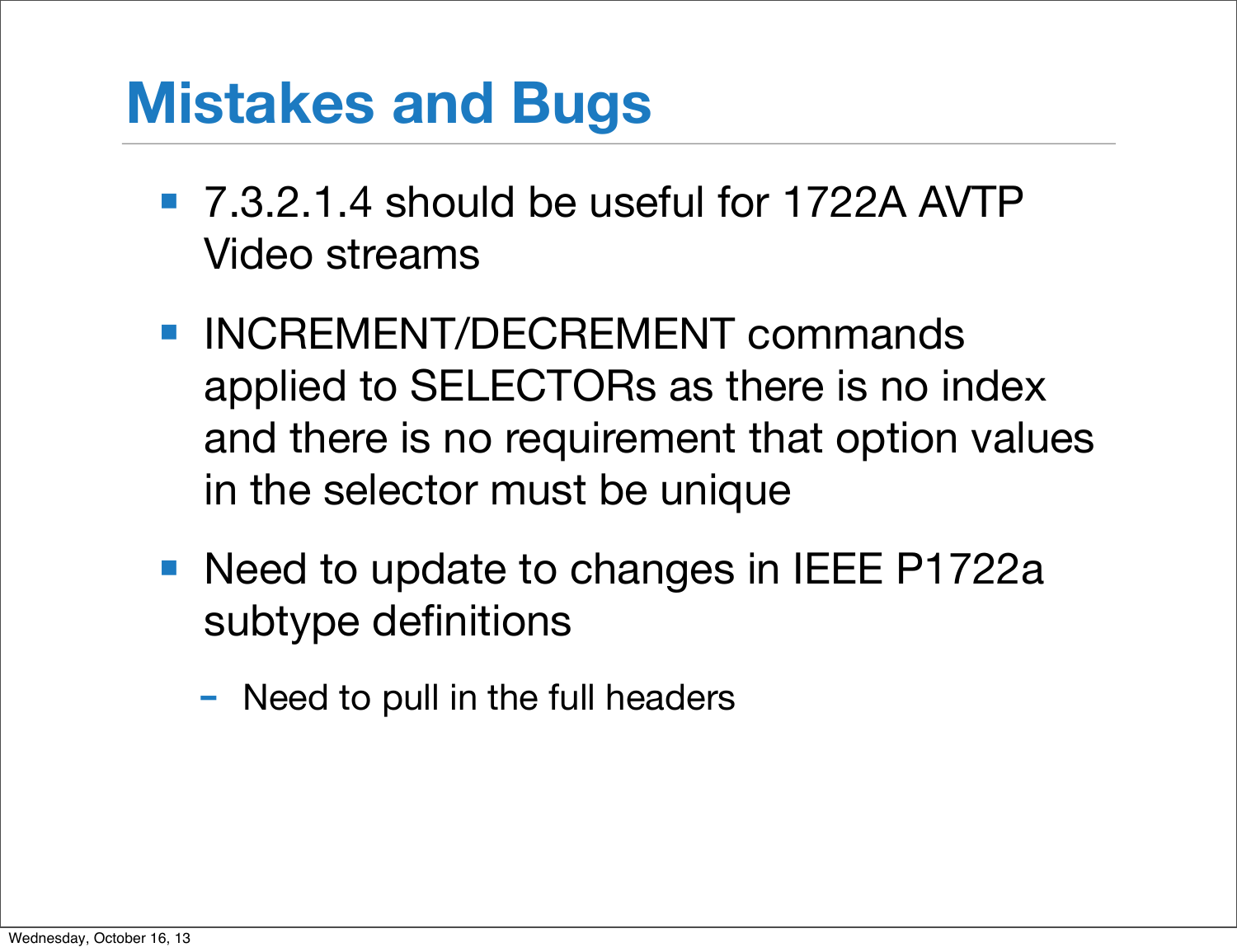# Mistakes and Bugs

- 7.3.2.1.4 should be useful for 1722A AVTP Video streams
- INCREMENT/DECREMENT commands applied to SELECTORs as there is no index and there is no requirement that option values in the selector must be unique
- Need to update to changes in IEEE P1722a subtype definitions
  - Need to pull in the full headers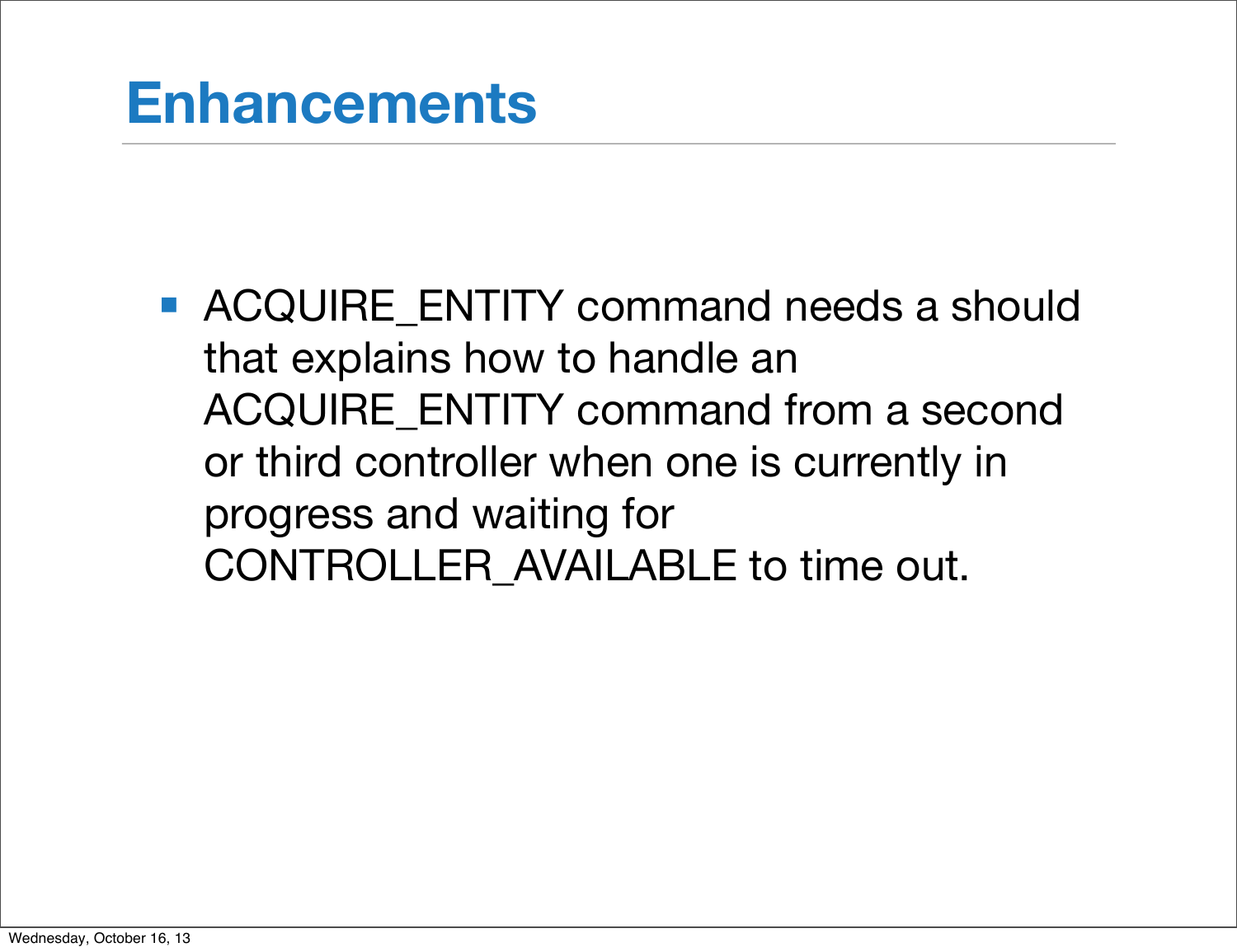# Enhancements

- ACQUIRE_ENTITY command needs a should that explains how to handle an ACQUIRE_ENTITY command from a second or third controller when one is currently in progress and waiting for CONTROLLER_AVAILABLE to time out.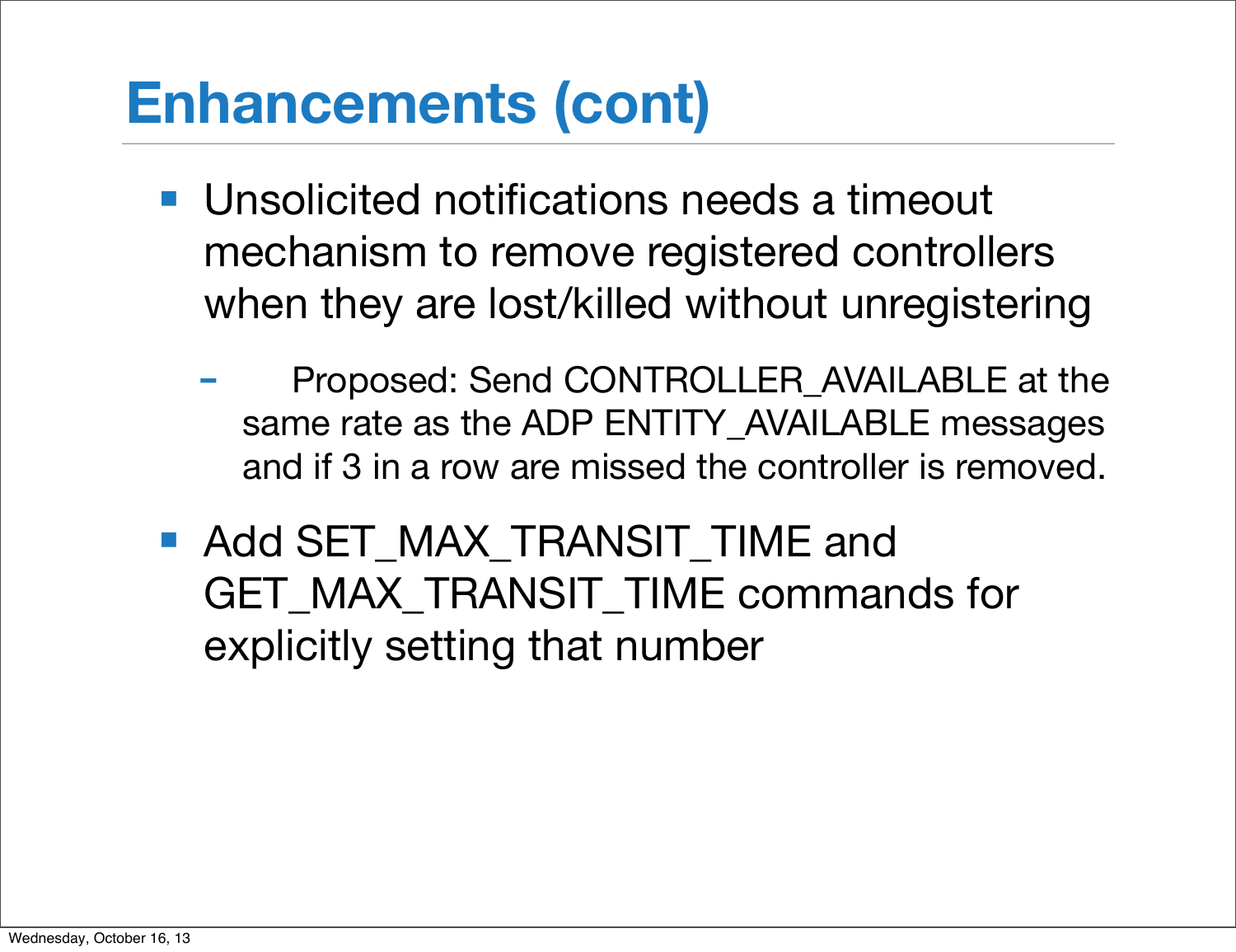# Enhancements (cont)

- Unsolicited notifications needs a timeout mechanism to remove registered controllers when they are lost/killed without unregistering
  - Proposed: Send CONTROLLER_AVAILABLE at the same rate as the ADP ENTITY_AVAILABLE messages and if 3 in a row are missed the controller is removed.
- Add SET_MAX_TRANSIT_TIME and GET_MAX_TRANSIT_TIME commands for explicitly setting that number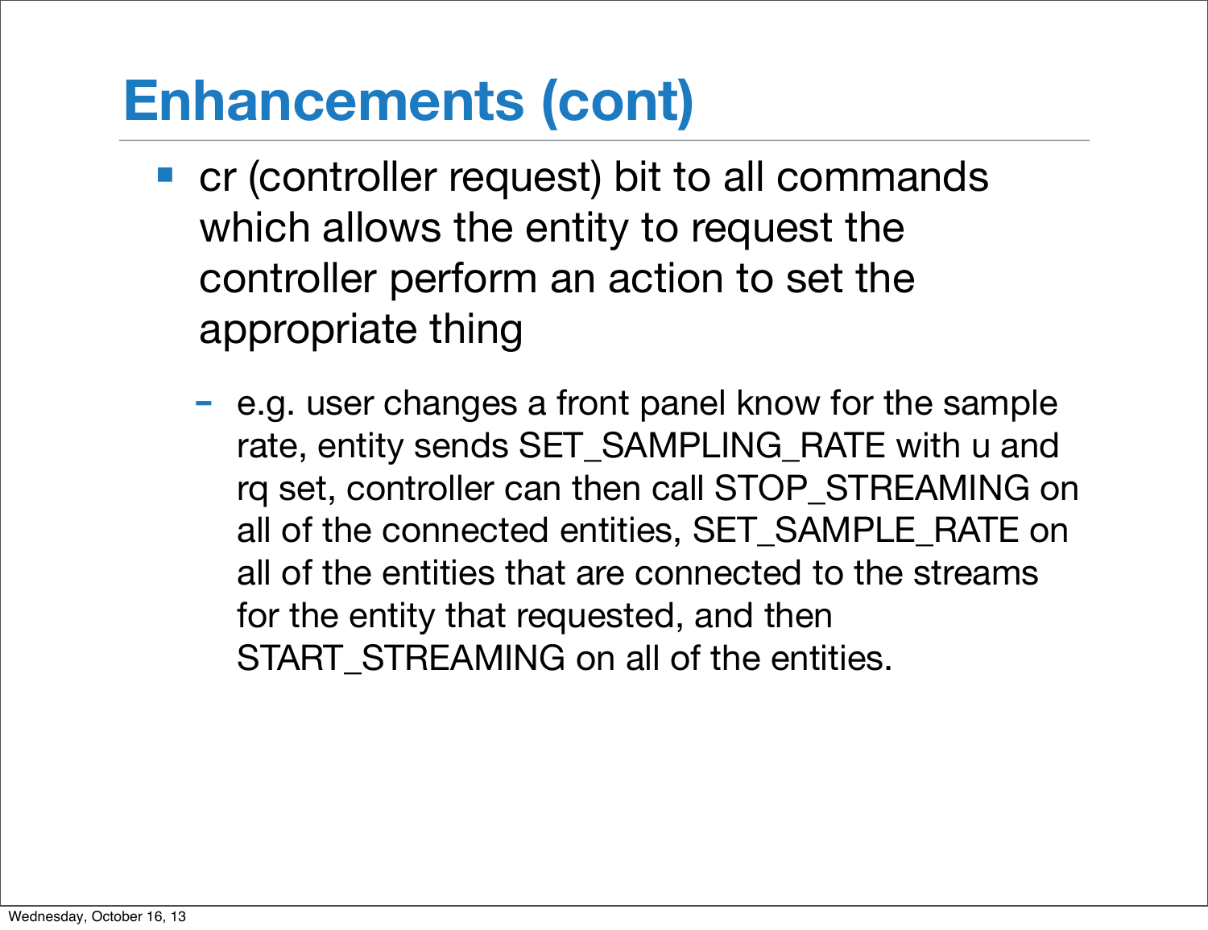# Enhancements (cont)

- cr (controller request) bit to all commands which allows the entity to request the controller perform an action to set the appropriate thing
  - e.g. user changes a front panel know for the sample rate, entity sends SET_SAMPLING_RATE with u and rq set, controller can then call STOP_STREAMING on all of the connected entities, SET_SAMPLE_RATE on all of the entities that are connected to the streams for the entity that requested, and then START_STREAMING on all of the entities.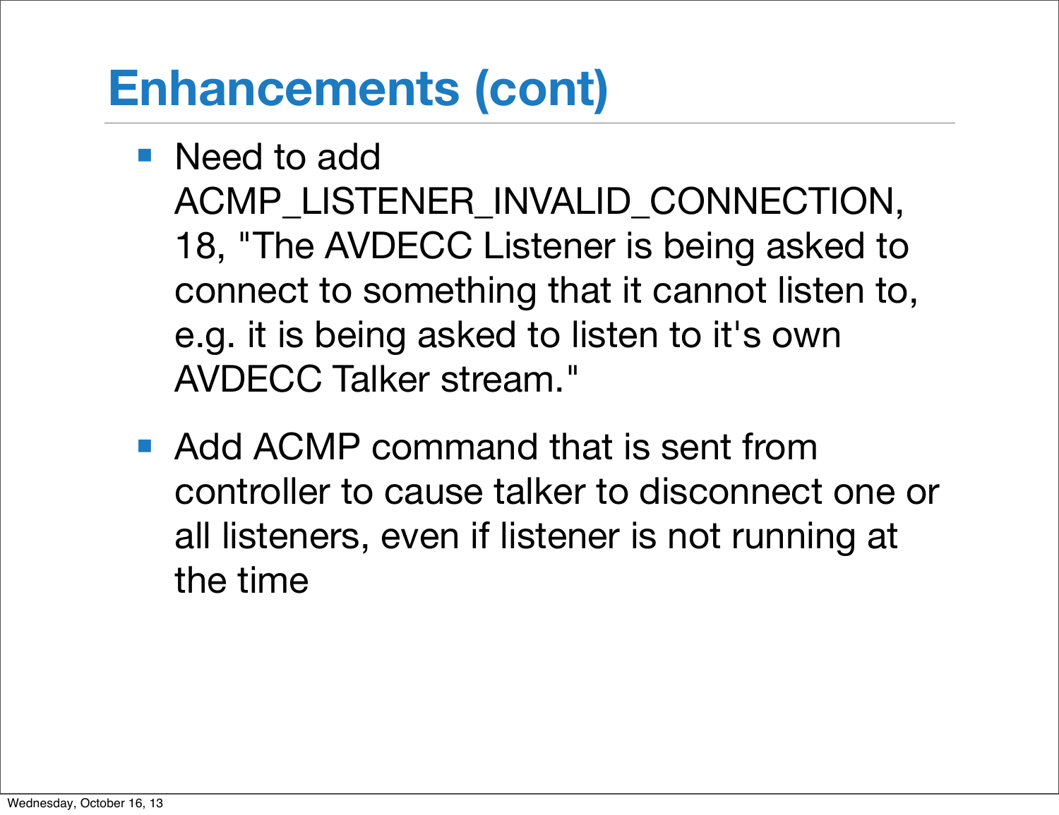# Enhancements (cont)

- Need to add ACMP_LISTENER_INVALID_CONNECTION, 18, "The AVDECC Listener is being asked to connect to something that it cannot listen to, e.g. it is being asked to listen to it's own AVDECC Talker stream."
- Add ACMP command that is sent from controller to cause talker to disconnect one or all listeners, even if listener is not running at the time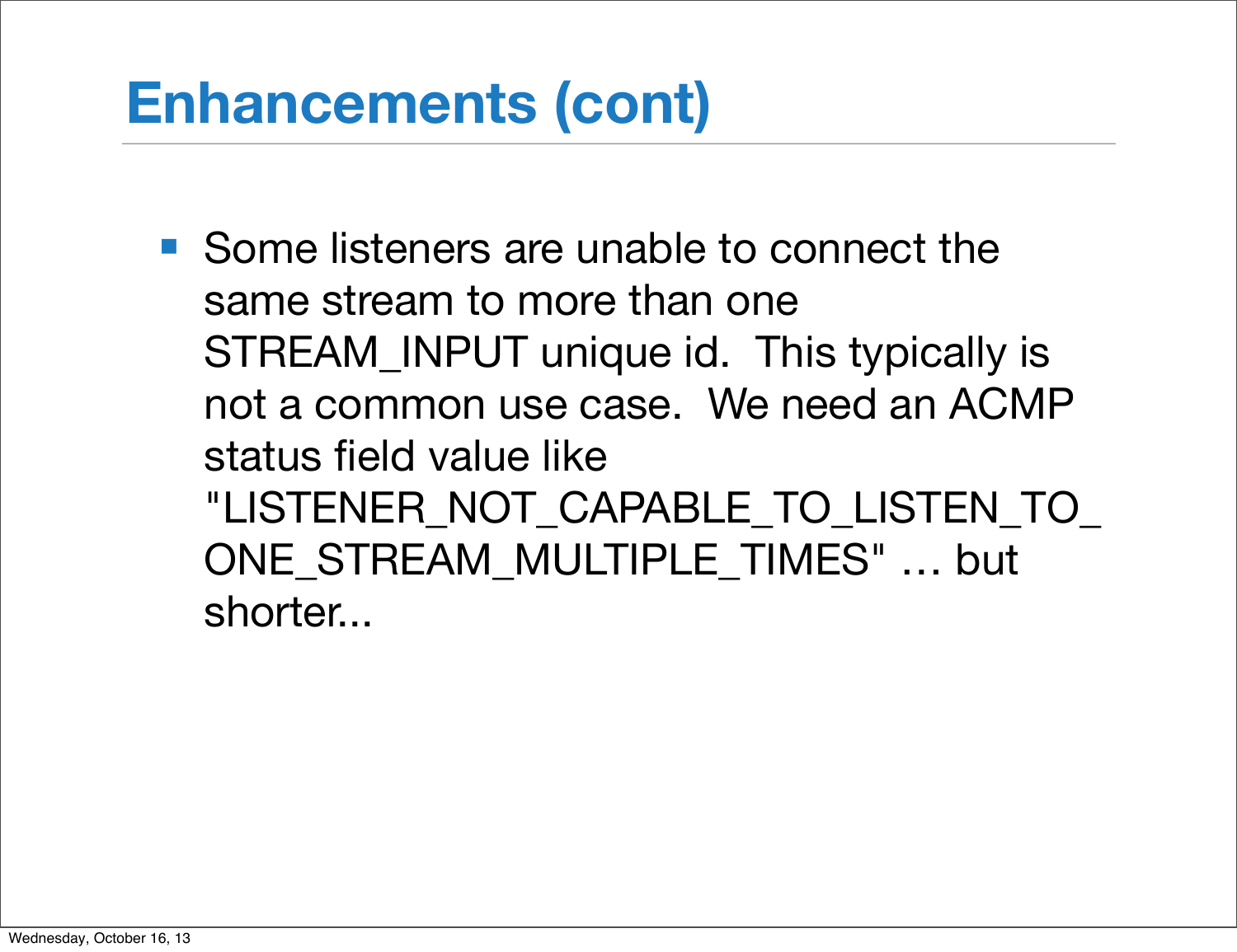# Enhancements (cont)

- Some listeners are unable to connect the same stream to more than one STREAM_INPUT unique id.  This typically is not a common use case.  We need an ACMP status field value like "LISTENER_NOT_CAPABLE_TO_LISTEN_TO_ONE_STREAM_MULTIPLE_TIMES" … but shorter...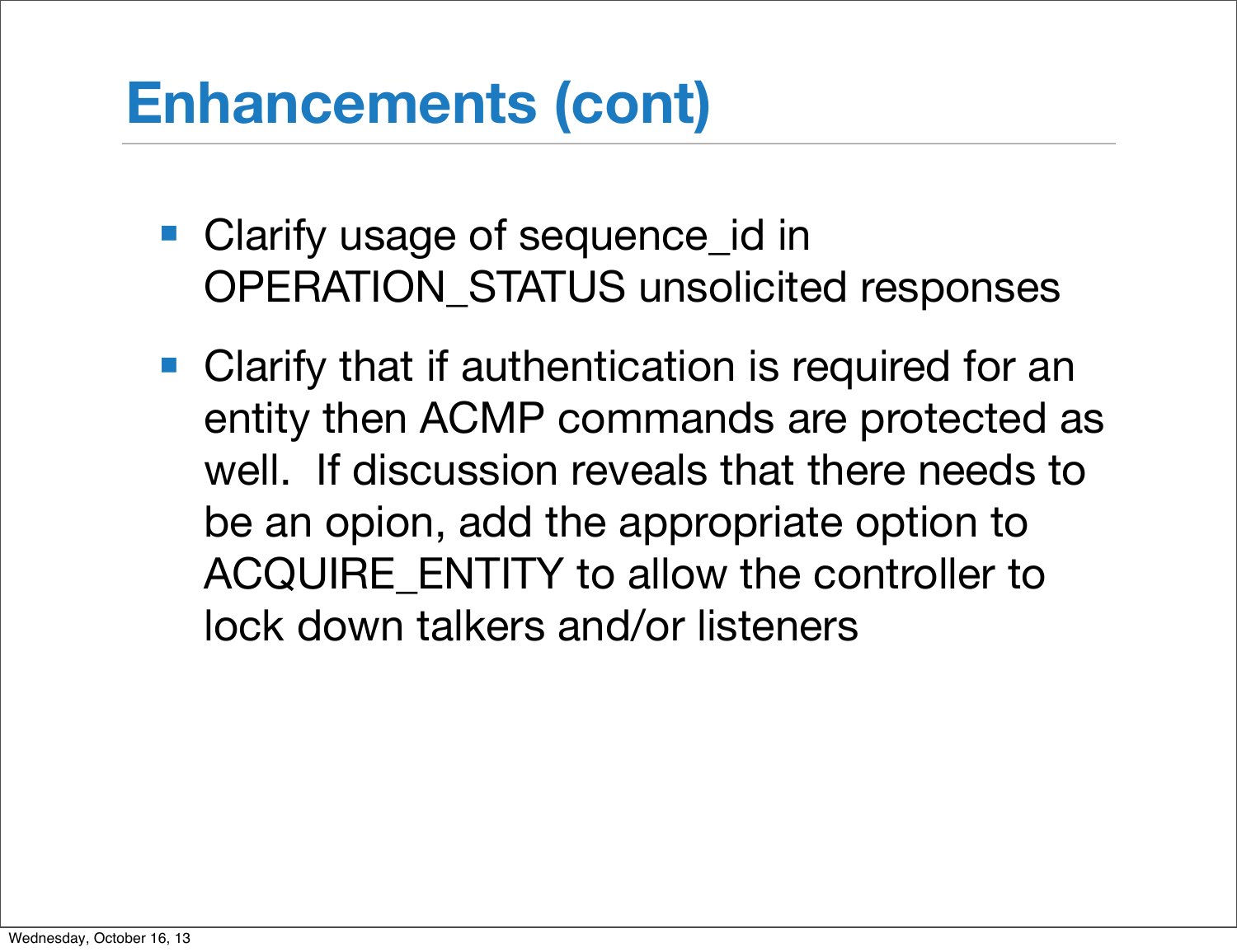# Enhancements (cont)

- Clarify usage of sequence_id in OPERATION_STATUS unsolicited responses
- Clarify that if authentication is required for an entity then ACMP commands are protected as well. If discussion reveals that there needs to be an opion, add the appropriate option to ACQUIRE_ENTITY to allow the controller to lock down talkers and/or listeners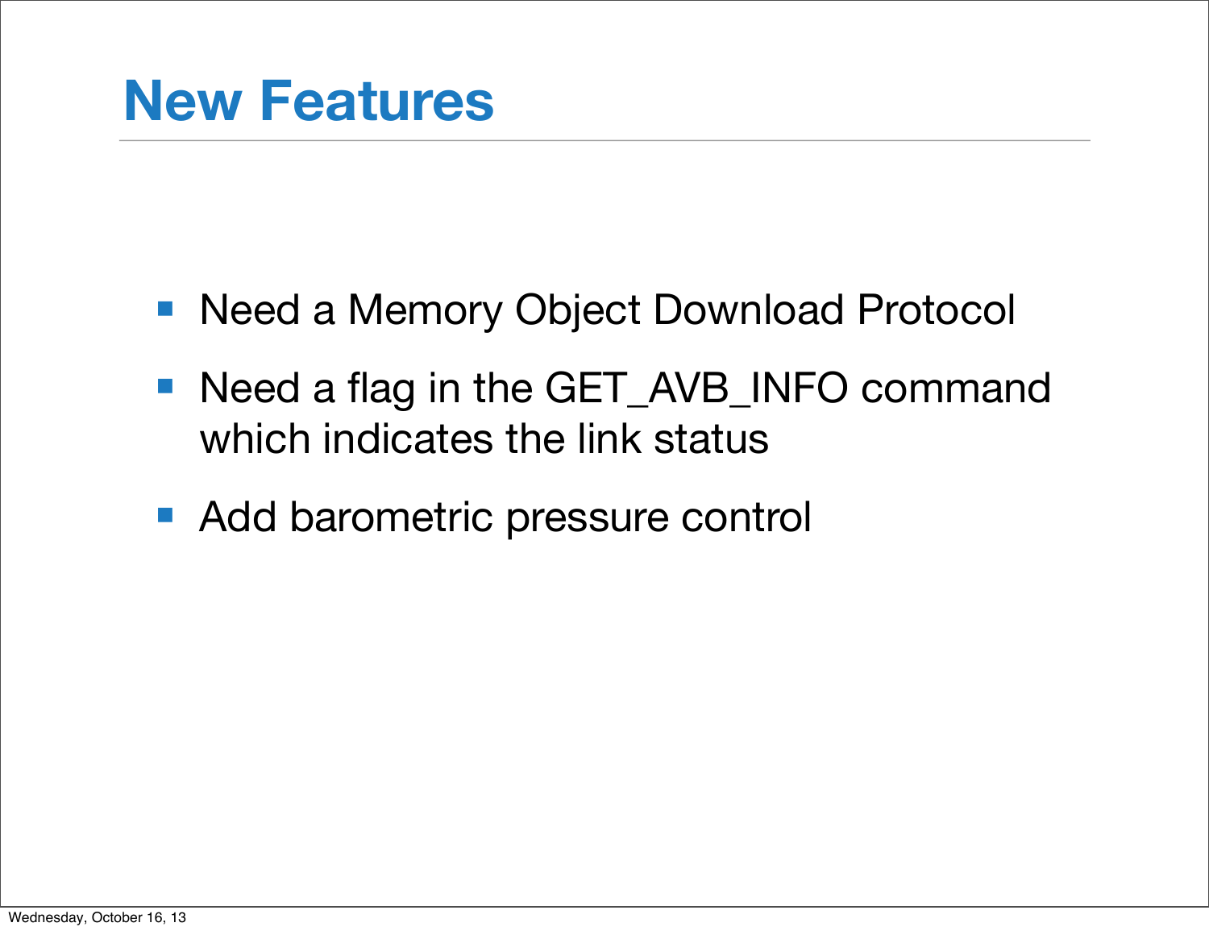# New Features

- Need a Memory Object Download Protocol
- Need a flag in the GET_AVB_INFO command which indicates the link status
- Add barometric pressure control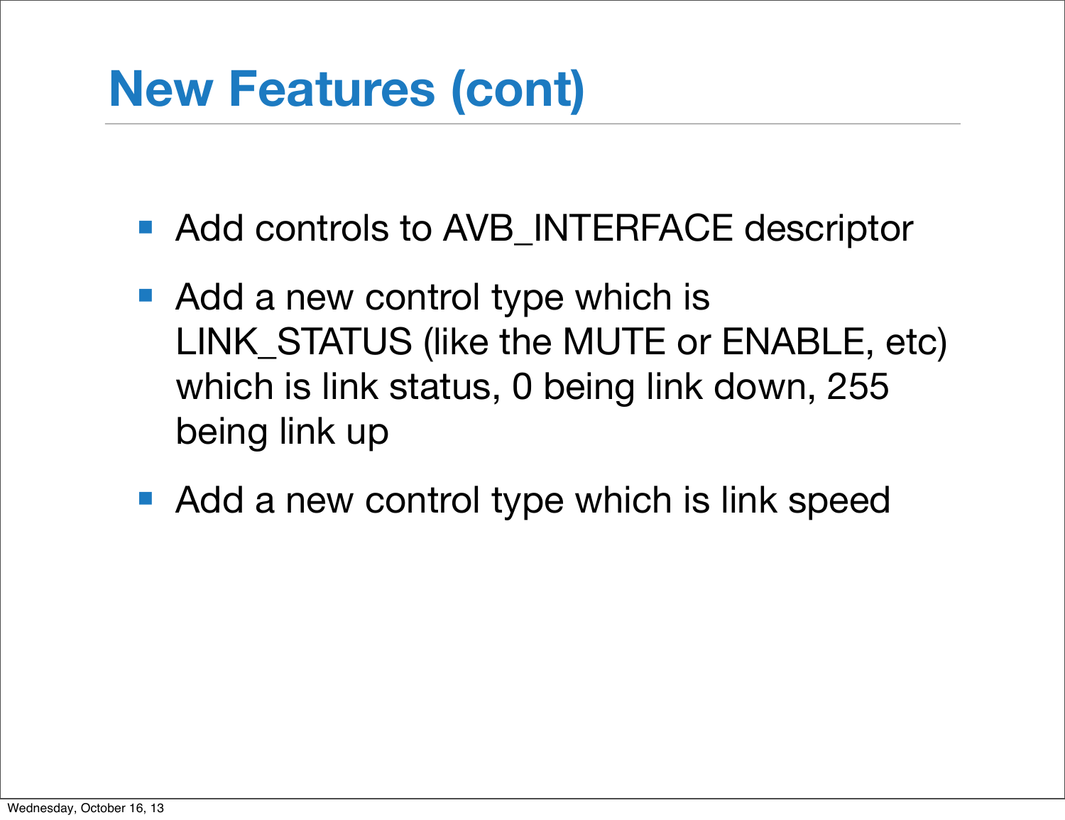# New Features (cont)

- Add controls to AVB_INTERFACE descriptor
- Add a new control type which is LINK_STATUS (like the MUTE or ENABLE, etc) which is link status, 0 being link down, 255 being link up
- Add a new control type which is link speed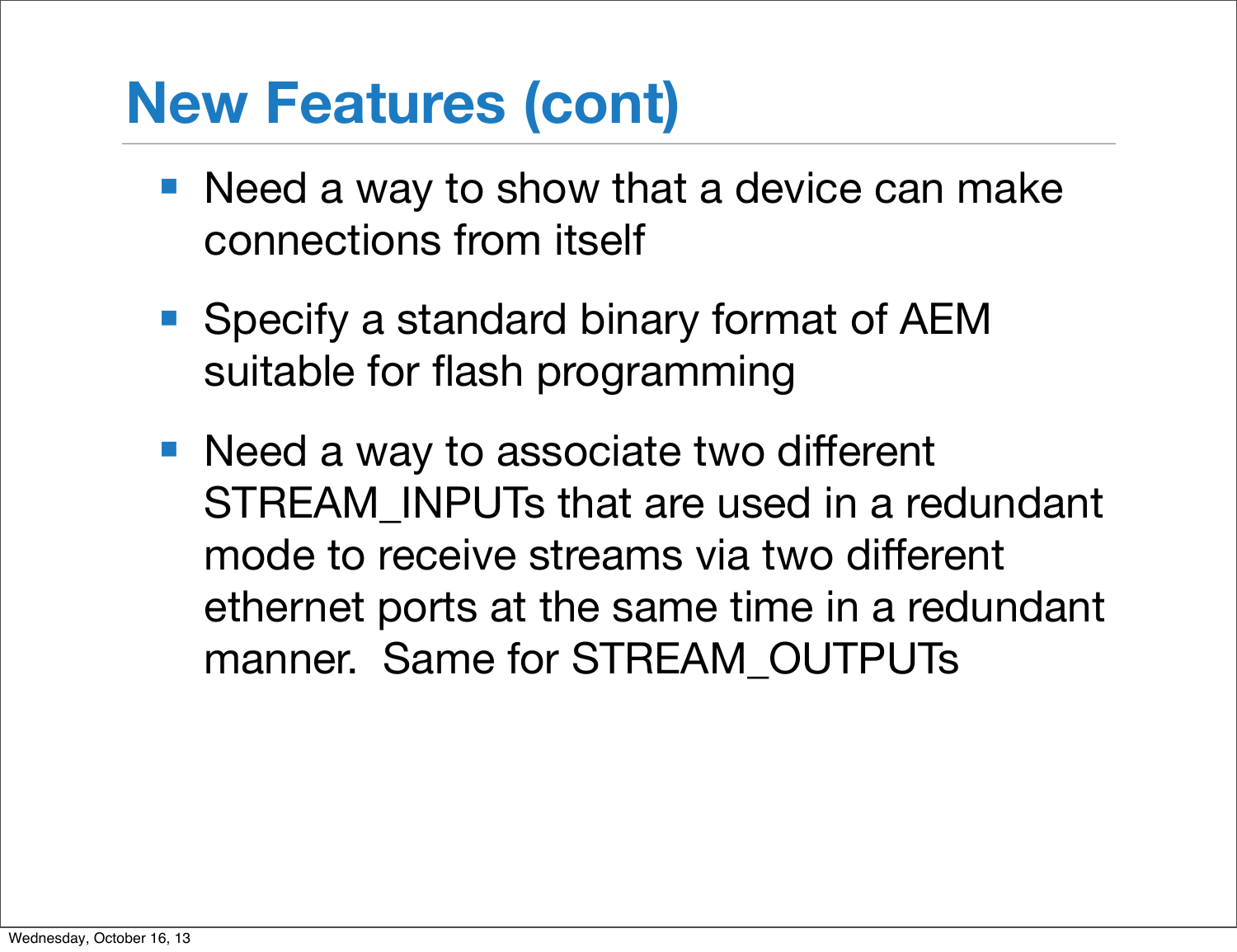# New Features (cont)

- Need a way to show that a device can make connections from itself
- Specify a standard binary format of AEM suitable for flash programming
- Need a way to associate two different STREAM_INPUTs that are used in a redundant mode to receive streams via two different ethernet ports at the same time in a redundant manner. Same for STREAM_OUTPUTs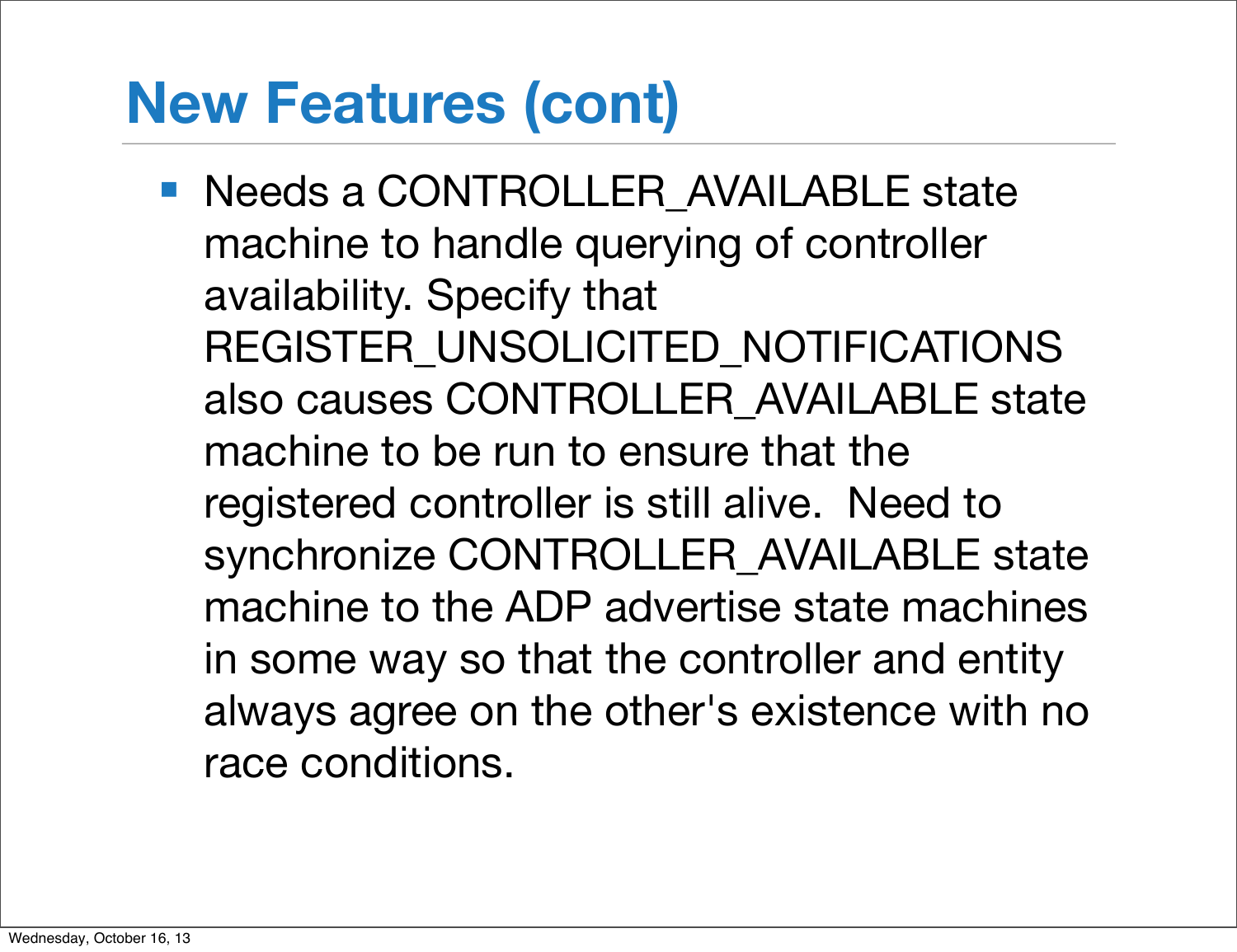# New Features (cont)

- Needs a CONTROLLER_AVAILABLE state machine to handle querying of controller availability. Specify that REGISTER_UNSOLICITED_NOTIFICATIONS also causes CONTROLLER_AVAILABLE state machine to be run to ensure that the registered controller is still alive.  Need to synchronize CONTROLLER_AVAILABLE state machine to the ADP advertise state machines in some way so that the controller and entity always agree on the other's existence with no race conditions.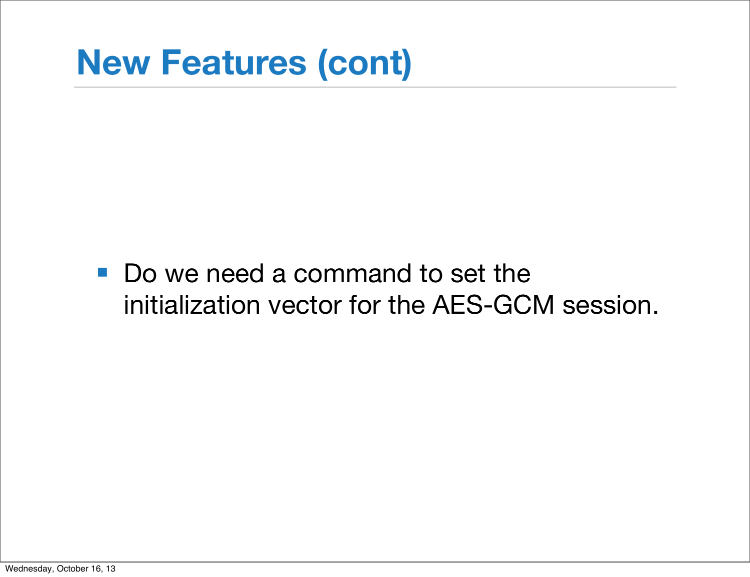# New Features (cont)

- Do we need a command to set the initialization vector for the AES-GCM session.